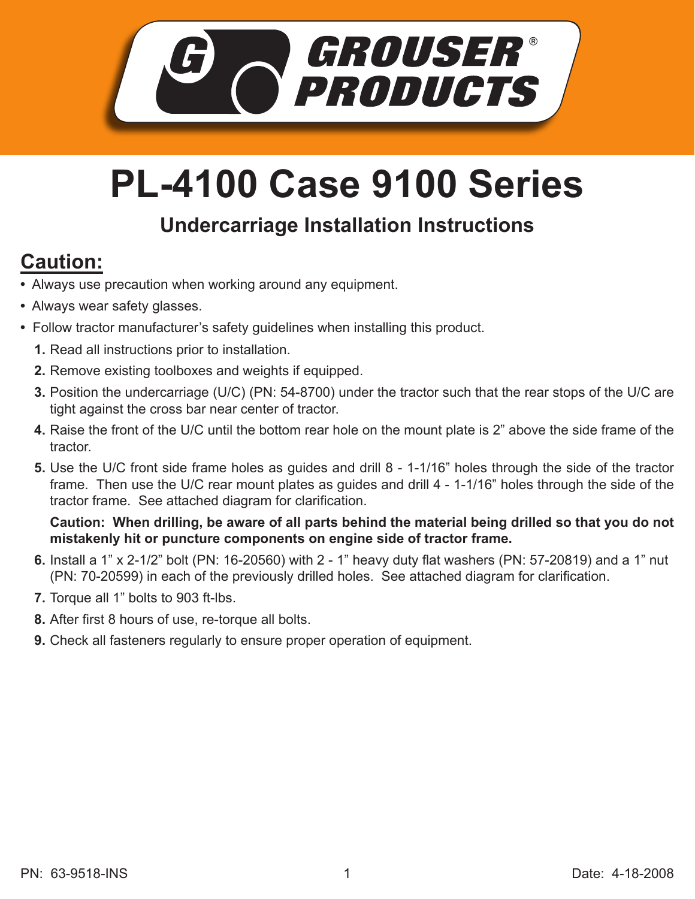GROUSER® PRODUCTS

# PL-4100 Case 9100 Series

## Undercarriage Installation Instructions

## Caution:

- Always use precaution when working around any equipment.
- Always wear safety glasses.
- Follow tractor manufacturer's safety guidelines when installing this product.

1. Read all instructions prior to installation.
2. Remove existing toolboxes and weights if equipped.
3. Position the undercarriage (U/C) (PN: 54-8700) under the tractor such that the rear stops of the U/C are tight against the cross bar near center of tractor.
4. Raise the front of the U/C until the bottom rear hole on the mount plate is 2" above the side frame of the tractor.
5. Use the U/C front side frame holes as guides and drill 8 - 1-1/16" holes through the side of the tractor frame. Then use the U/C rear mount plates as guides and drill 4 - 1-1/16" holes through the side of the tractor frame. See attached diagram for clarification.

   **Caution: When drilling, be aware of all parts behind the material being drilled so that you do not mistakenly hit or puncture components on engine side of tractor frame.**

6. Install a 1" x 2-1/2" bolt (PN: 16-20560) with 2 - 1" heavy duty flat washers (PN: 57-20819) and a 1" nut (PN: 70-20599) in each of the previously drilled holes. See attached diagram for clarification.
7. Torque all 1" bolts to 903 ft-lbs.
8. After first 8 hours of use, re-torque all bolts.
9. Check all fasteners regularly to ensure proper operation of equipment.

PN: 63-9518-INS

Date: 4-18-2008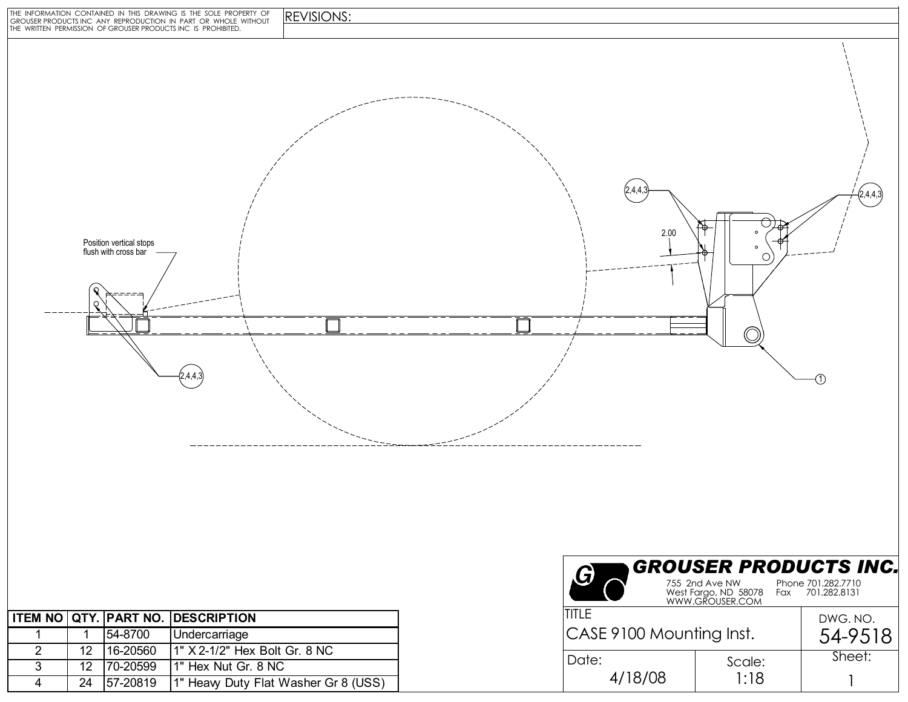THE INFORMATION CONTAINED IN THIS DRAWING IS THE SOLE PROPERTY OF GROUSER PRODUCTS INC ANY REPRODUCTION IN PART OR WHOLE WITHOUT THE WRITTEN PERMISSION OF GROUSER PRODUCTS INC IS PROHIBITED.

REVISIONS:

2,4,4,3

2,4,4,3

2.00

Position vertical stops flush with cross bar

2,4,4,3

2,4,4,3

1

| ITEM NO | QTY. | PART NO. | DESCRIPTION |
|---|---|---|---|
| 1 | 1 | 54-8700 | Undercarriage |
| 2 | 12 | 16-20560 | 1" X 2-1/2" Hex Bolt Gr. 8 NC |
| 3 | 12 | 70-20599 | 1" Hex Nut Gr. 8 NC |
| 4 | 24 | 57-20819 | 1" Heavy Duty Flat Washer Gr 8 (USS) |

**GROUSER PRODUCTS INC.**

755 2nd Ave NW
West Fargo, ND 58078
WWW.GROUSER.COM

Phone 701.282.7710
Fax 701.282.8131

| | | |
|---|---|---|
| TITLE: CASE 9100 Mounting Inst. | | DWG. NO.: 54-9518 |
| Date: 4/18/08 | Scale: 1:18 | Sheet: 1 |